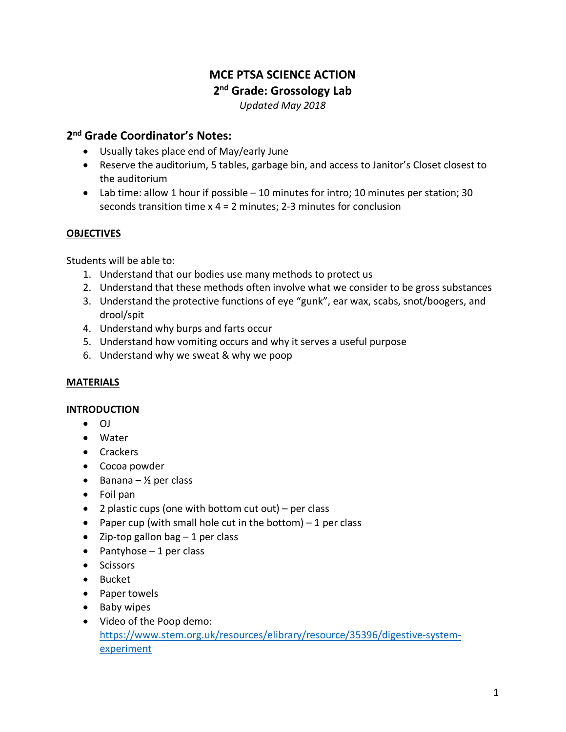# MCE PTSA SCIENCE ACTION

## 2nd Grade: Grossology Lab

*Updated May 2018*

## 2nd Grade Coordinator's Notes:

- Usually takes place end of May/early June
- Reserve the auditorium, 5 tables, garbage bin, and access to Janitor's Closet closest to the auditorium
- Lab time: allow 1 hour if possible – 10 minutes for intro; 10 minutes per station; 30 seconds transition time x 4 = 2 minutes; 2-3 minutes for conclusion

**OBJECTIVES**

Students will be able to:

1. Understand that our bodies use many methods to protect us
2. Understand that these methods often involve what we consider to be gross substances
3. Understand the protective functions of eye "gunk", ear wax, scabs, snot/boogers, and drool/spit
4. Understand why burps and farts occur
5. Understand how vomiting occurs and why it serves a useful purpose
6. Understand why we sweat & why we poop

**MATERIALS**

**INTRODUCTION**

- OJ
- Water
- Crackers
- Cocoa powder
- Banana – ½ per class
- Foil pan
- 2 plastic cups (one with bottom cut out) – per class
- Paper cup (with small hole cut in the bottom) – 1 per class
- Zip-top gallon bag – 1 per class
- Pantyhose – 1 per class
- Scissors
- Bucket
- Paper towels
- Baby wipes
- Video of the Poop demo: https://www.stem.org.uk/resources/elibrary/resource/35396/digestive-system-experiment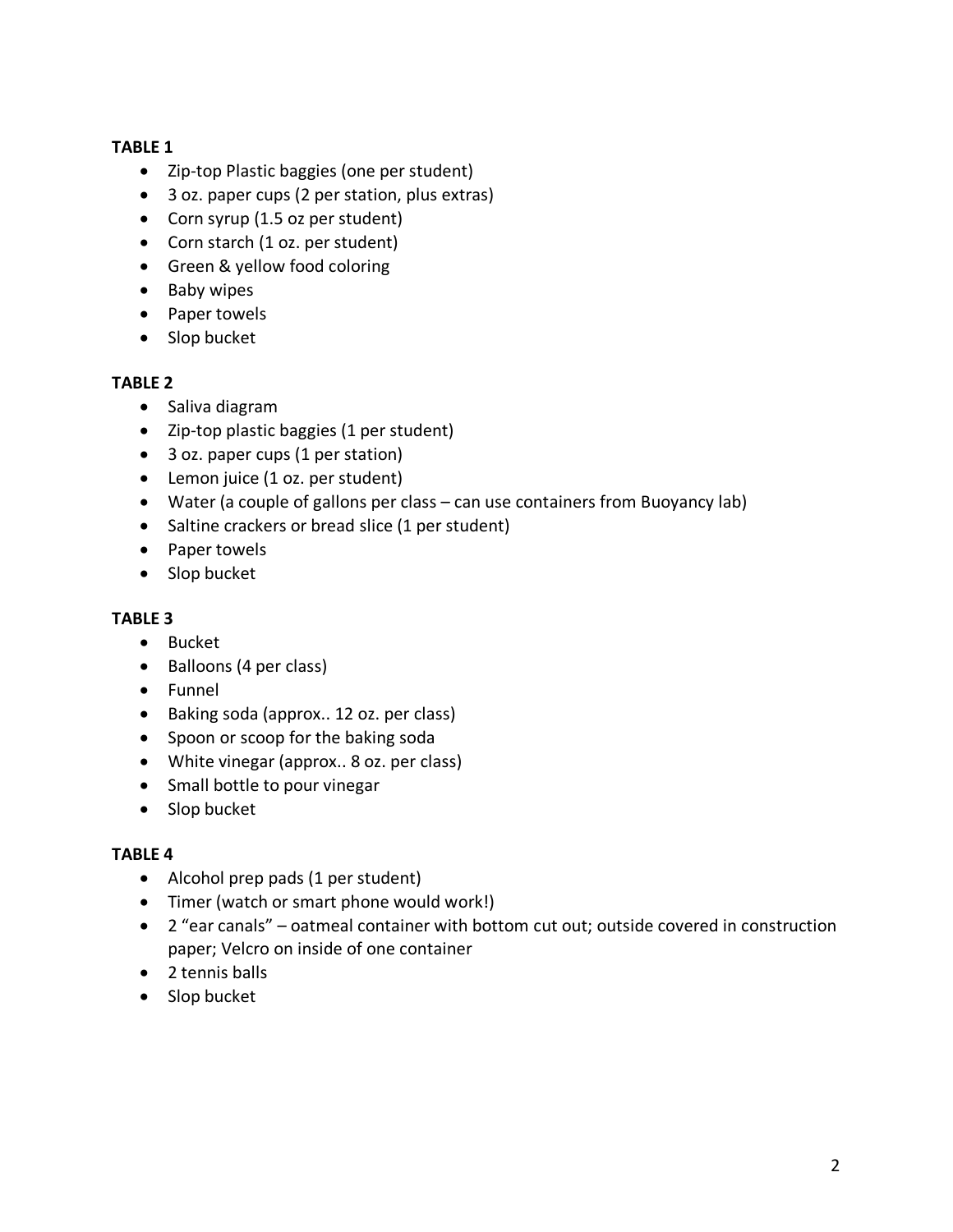**TABLE 1**

- Zip-top Plastic baggies (one per student)
- 3 oz. paper cups (2 per station, plus extras)
- Corn syrup (1.5 oz per student)
- Corn starch (1 oz. per student)
- Green & yellow food coloring
- Baby wipes
- Paper towels
- Slop bucket

**TABLE 2**

- Saliva diagram
- Zip-top plastic baggies (1 per student)
- 3 oz. paper cups (1 per station)
- Lemon juice (1 oz. per student)
- Water (a couple of gallons per class – can use containers from Buoyancy lab)
- Saltine crackers or bread slice (1 per student)
- Paper towels
- Slop bucket

**TABLE 3**

- Bucket
- Balloons (4 per class)
- Funnel
- Baking soda (approx.. 12 oz. per class)
- Spoon or scoop for the baking soda
- White vinegar (approx.. 8 oz. per class)
- Small bottle to pour vinegar
- Slop bucket

**TABLE 4**

- Alcohol prep pads (1 per student)
- Timer (watch or smart phone would work!)
- 2 "ear canals" – oatmeal container with bottom cut out; outside covered in construction paper; Velcro on inside of one container
- 2 tennis balls
- Slop bucket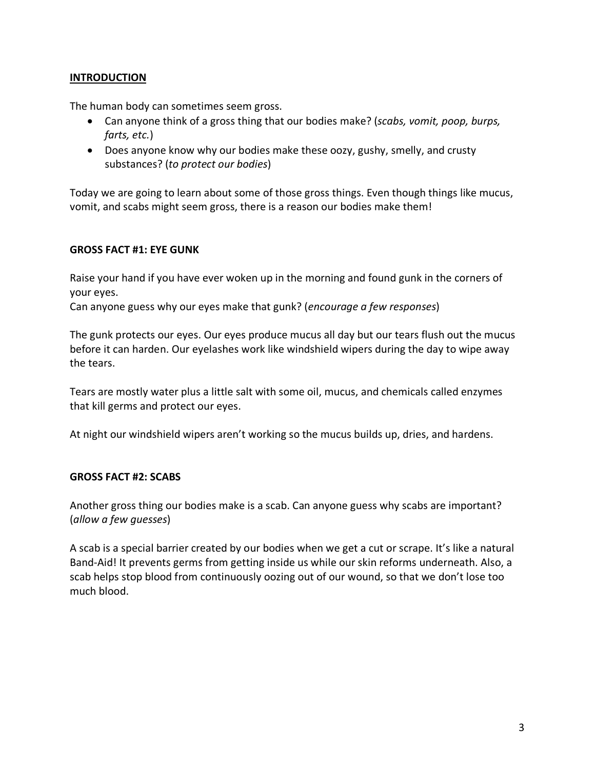## INTRODUCTION

The human body can sometimes seem gross.

- Can anyone think of a gross thing that our bodies make? (*scabs, vomit, poop, burps, farts, etc.*)
- Does anyone know why our bodies make these oozy, gushy, smelly, and crusty substances? (*to protect our bodies*)

Today we are going to learn about some of those gross things. Even though things like mucus, vomit, and scabs might seem gross, there is a reason our bodies make them!

### GROSS FACT #1: EYE GUNK

Raise your hand if you have ever woken up in the morning and found gunk in the corners of your eyes.
Can anyone guess why our eyes make that gunk? (*encourage a few responses*)

The gunk protects our eyes. Our eyes produce mucus all day but our tears flush out the mucus before it can harden. Our eyelashes work like windshield wipers during the day to wipe away the tears.

Tears are mostly water plus a little salt with some oil, mucus, and chemicals called enzymes that kill germs and protect our eyes.

At night our windshield wipers aren't working so the mucus builds up, dries, and hardens.

### GROSS FACT #2: SCABS

Another gross thing our bodies make is a scab. Can anyone guess why scabs are important? (*allow a few guesses*)

A scab is a special barrier created by our bodies when we get a cut or scrape. It's like a natural Band-Aid! It prevents germs from getting inside us while our skin reforms underneath. Also, a scab helps stop blood from continuously oozing out of our wound, so that we don't lose too much blood.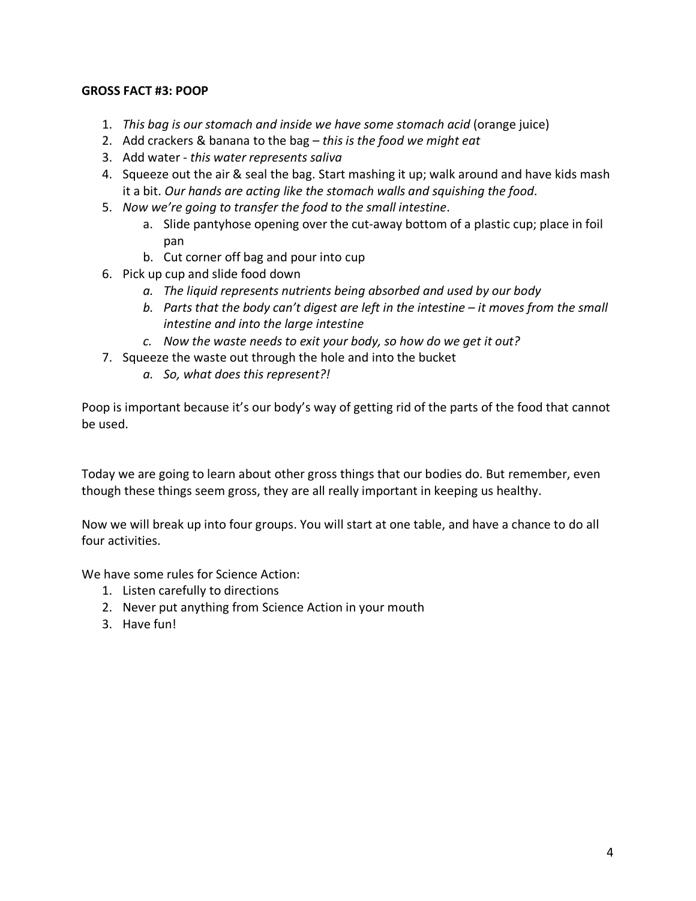**GROSS FACT #3: POOP**

1. *This bag is our stomach and inside we have some stomach acid* (orange juice)
2. Add crackers & banana to the bag – *this is the food we might eat*
3. Add water - *this water represents saliva*
4. Squeeze out the air & seal the bag. Start mashing it up; walk around and have kids mash it a bit. *Our hands are acting like the stomach walls and squishing the food*.
5. *Now we're going to transfer the food to the small intestine*.
    a. Slide pantyhose opening over the cut-away bottom of a plastic cup; place in foil pan
    b. Cut corner off bag and pour into cup
6. Pick up cup and slide food down
    a. *The liquid represents nutrients being absorbed and used by our body*
    b. *Parts that the body can't digest are left in the intestine – it moves from the small intestine and into the large intestine*
    c. *Now the waste needs to exit your body, so how do we get it out?*
7. Squeeze the waste out through the hole and into the bucket
    a. *So, what does this represent?!*

Poop is important because it's our body's way of getting rid of the parts of the food that cannot be used.

Today we are going to learn about other gross things that our bodies do. But remember, even though these things seem gross, they are all really important in keeping us healthy.

Now we will break up into four groups. You will start at one table, and have a chance to do all four activities.

We have some rules for Science Action:

1. Listen carefully to directions
2. Never put anything from Science Action in your mouth
3. Have fun!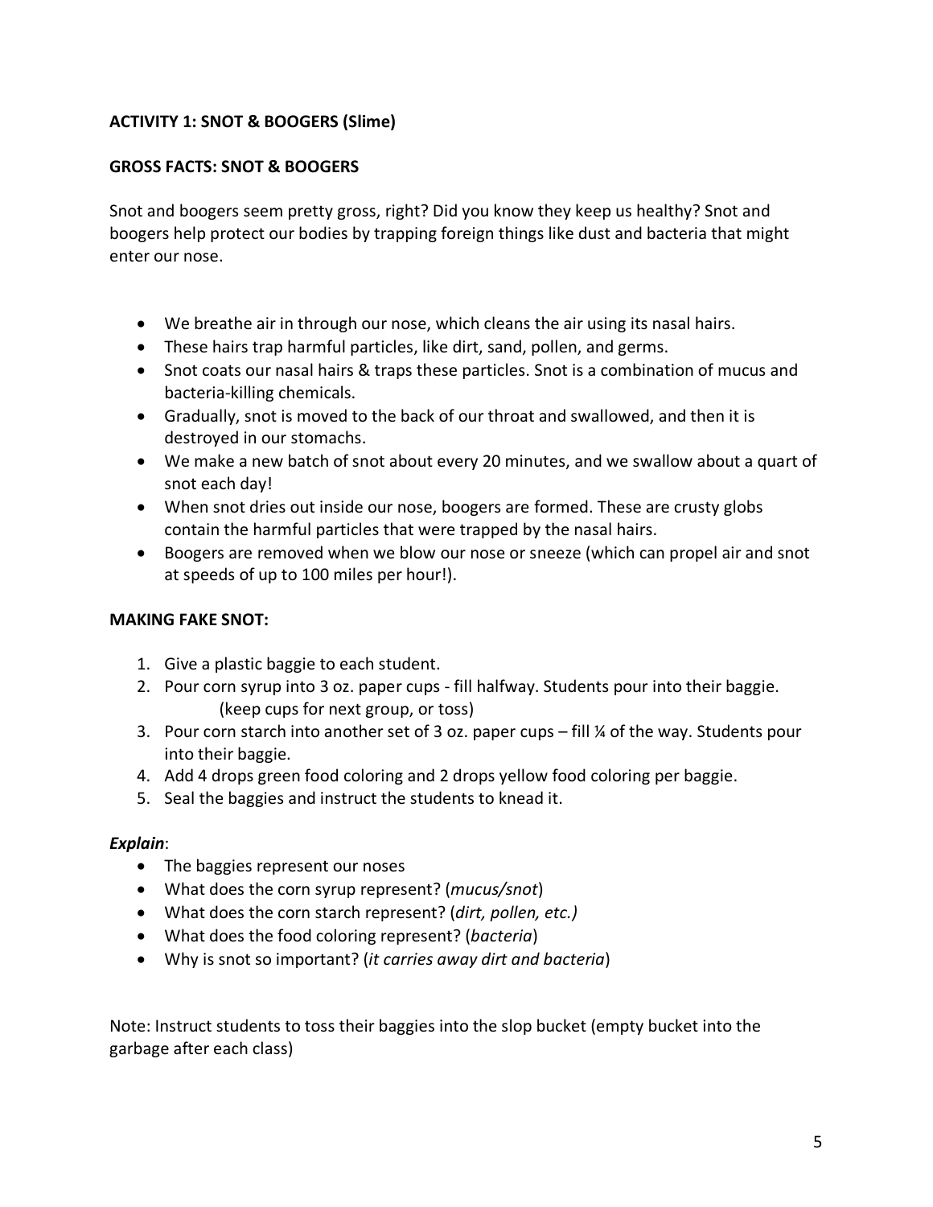**ACTIVITY 1: SNOT & BOOGERS (Slime)**

**GROSS FACTS: SNOT & BOOGERS**

Snot and boogers seem pretty gross, right? Did you know they keep us healthy? Snot and boogers help protect our bodies by trapping foreign things like dust and bacteria that might enter our nose.

- We breathe air in through our nose, which cleans the air using its nasal hairs.
- These hairs trap harmful particles, like dirt, sand, pollen, and germs.
- Snot coats our nasal hairs & traps these particles. Snot is a combination of mucus and bacteria-killing chemicals.
- Gradually, snot is moved to the back of our throat and swallowed, and then it is destroyed in our stomachs.
- We make a new batch of snot about every 20 minutes, and we swallow about a quart of snot each day!
- When snot dries out inside our nose, boogers are formed. These are crusty globs contain the harmful particles that were trapped by the nasal hairs.
- Boogers are removed when we blow our nose or sneeze (which can propel air and snot at speeds of up to 100 miles per hour!).

**MAKING FAKE SNOT:**

1. Give a plastic baggie to each student.
2. Pour corn syrup into 3 oz. paper cups - fill halfway. Students pour into their baggie. (keep cups for next group, or toss)
3. Pour corn starch into another set of 3 oz. paper cups – fill ¼ of the way. Students pour into their baggie.
4. Add 4 drops green food coloring and 2 drops yellow food coloring per baggie.
5. Seal the baggies and instruct the students to knead it.

***Explain***:

- The baggies represent our noses
- What does the corn syrup represent? (*mucus/snot*)
- What does the corn starch represent? (*dirt, pollen, etc.)*
- What does the food coloring represent? (*bacteria*)
- Why is snot so important? (*it carries away dirt and bacteria*)

Note: Instruct students to toss their baggies into the slop bucket (empty bucket into the garbage after each class)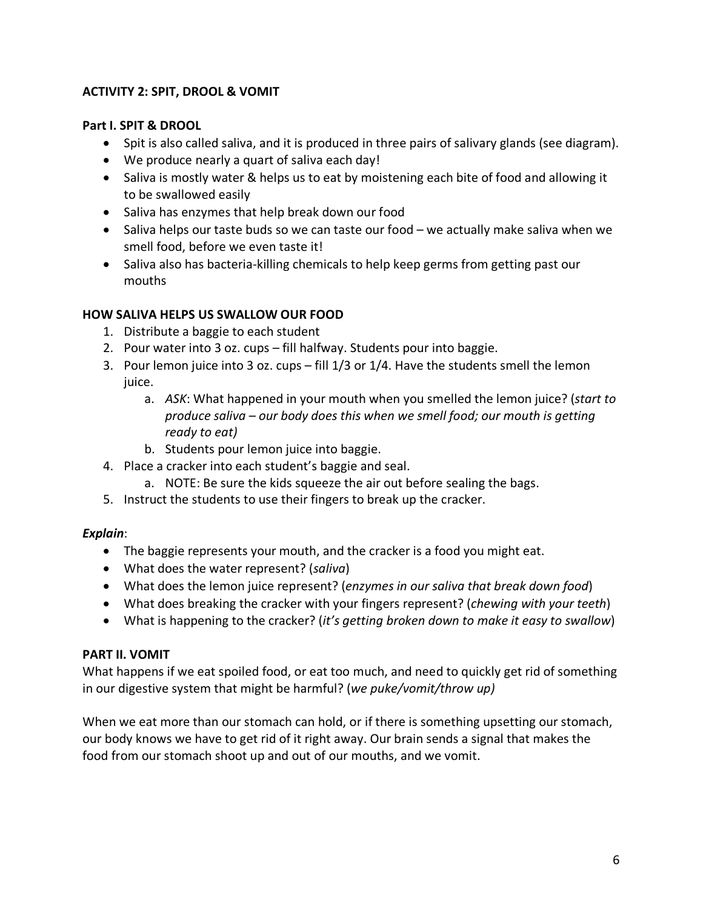## ACTIVITY 2: SPIT, DROOL & VOMIT

### Part I. SPIT & DROOL

- Spit is also called saliva, and it is produced in three pairs of salivary glands (see diagram).
- We produce nearly a quart of saliva each day!
- Saliva is mostly water & helps us to eat by moistening each bite of food and allowing it to be swallowed easily
- Saliva has enzymes that help break down our food
- Saliva helps our taste buds so we can taste our food – we actually make saliva when we smell food, before we even taste it!
- Saliva also has bacteria-killing chemicals to help keep germs from getting past our mouths

### HOW SALIVA HELPS US SWALLOW OUR FOOD

1. Distribute a baggie to each student
2. Pour water into 3 oz. cups – fill halfway. Students pour into baggie.
3. Pour lemon juice into 3 oz. cups – fill 1/3 or 1/4. Have the students smell the lemon juice.
   a. *ASK*: What happened in your mouth when you smelled the lemon juice? (*start to produce saliva – our body does this when we smell food; our mouth is getting ready to eat)*
   b. Students pour lemon juice into baggie.
4. Place a cracker into each student's baggie and seal.
   a. NOTE: Be sure the kids squeeze the air out before sealing the bags.
5. Instruct the students to use their fingers to break up the cracker.

***Explain***:

- The baggie represents your mouth, and the cracker is a food you might eat.
- What does the water represent? (*saliva*)
- What does the lemon juice represent? (*enzymes in our saliva that break down food*)
- What does breaking the cracker with your fingers represent? (*chewing with your teeth*)
- What is happening to the cracker? (*it's getting broken down to make it easy to swallow*)

### PART II. VOMIT

What happens if we eat spoiled food, or eat too much, and need to quickly get rid of something in our digestive system that might be harmful? (*we puke/vomit/throw up)*

When we eat more than our stomach can hold, or if there is something upsetting our stomach, our body knows we have to get rid of it right away. Our brain sends a signal that makes the food from our stomach shoot up and out of our mouths, and we vomit.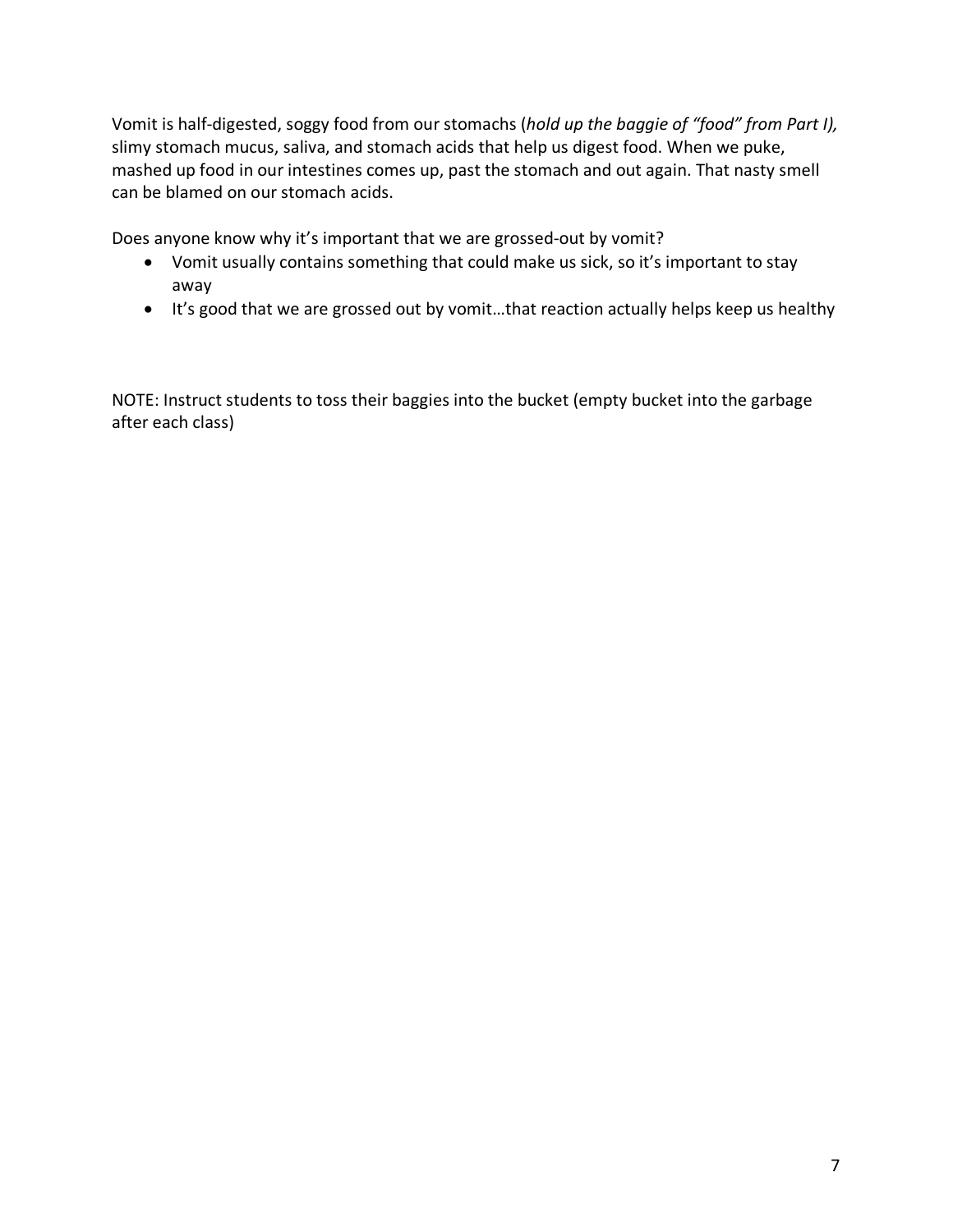Vomit is half-digested, soggy food from our stomachs (*hold up the baggie of "food" from Part I),* slimy stomach mucus, saliva, and stomach acids that help us digest food. When we puke, mashed up food in our intestines comes up, past the stomach and out again. That nasty smell can be blamed on our stomach acids.

Does anyone know why it's important that we are grossed-out by vomit?

- Vomit usually contains something that could make us sick, so it's important to stay away
- It's good that we are grossed out by vomit…that reaction actually helps keep us healthy

NOTE: Instruct students to toss their baggies into the bucket (empty bucket into the garbage after each class)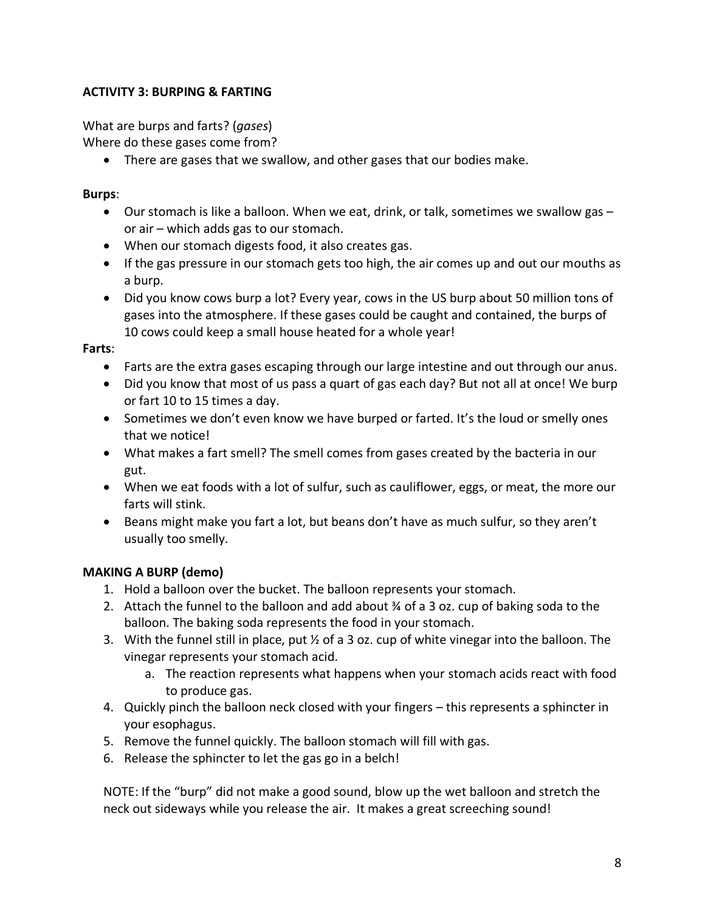**ACTIVITY 3: BURPING & FARTING**

What are burps and farts? (*gases*)
Where do these gases come from?

- There are gases that we swallow, and other gases that our bodies make.

**Burps**:

- Our stomach is like a balloon. When we eat, drink, or talk, sometimes we swallow gas – or air – which adds gas to our stomach.
- When our stomach digests food, it also creates gas.
- If the gas pressure in our stomach gets too high, the air comes up and out our mouths as a burp.
- Did you know cows burp a lot? Every year, cows in the US burp about 50 million tons of gases into the atmosphere. If these gases could be caught and contained, the burps of 10 cows could keep a small house heated for a whole year!

**Farts**:

- Farts are the extra gases escaping through our large intestine and out through our anus.
- Did you know that most of us pass a quart of gas each day? But not all at once! We burp or fart 10 to 15 times a day.
- Sometimes we don't even know we have burped or farted. It's the loud or smelly ones that we notice!
- What makes a fart smell? The smell comes from gases created by the bacteria in our gut.
- When we eat foods with a lot of sulfur, such as cauliflower, eggs, or meat, the more our farts will stink.
- Beans might make you fart a lot, but beans don't have as much sulfur, so they aren't usually too smelly.

**MAKING A BURP (demo)**

1. Hold a balloon over the bucket. The balloon represents your stomach.
2. Attach the funnel to the balloon and add about ¾ of a 3 oz. cup of baking soda to the balloon. The baking soda represents the food in your stomach.
3. With the funnel still in place, put ½ of a 3 oz. cup of white vinegar into the balloon. The vinegar represents your stomach acid.
    a. The reaction represents what happens when your stomach acids react with food to produce gas.
4. Quickly pinch the balloon neck closed with your fingers – this represents a sphincter in your esophagus.
5. Remove the funnel quickly. The balloon stomach will fill with gas.
6. Release the sphincter to let the gas go in a belch!

NOTE: If the "burp" did not make a good sound, blow up the wet balloon and stretch the neck out sideways while you release the air. It makes a great screeching sound!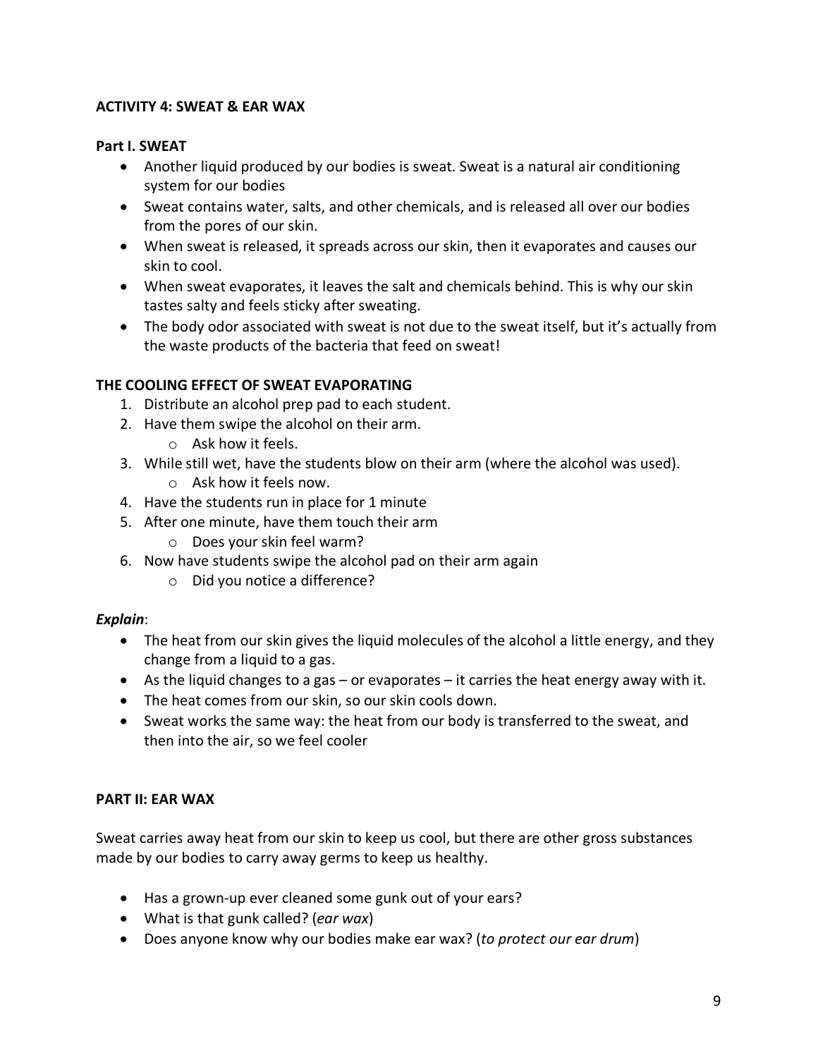**ACTIVITY 4: SWEAT & EAR WAX**

**Part I. SWEAT**

- Another liquid produced by our bodies is sweat. Sweat is a natural air conditioning system for our bodies
- Sweat contains water, salts, and other chemicals, and is released all over our bodies from the pores of our skin.
- When sweat is released, it spreads across our skin, then it evaporates and causes our skin to cool.
- When sweat evaporates, it leaves the salt and chemicals behind. This is why our skin tastes salty and feels sticky after sweating.
- The body odor associated with sweat is not due to the sweat itself, but it's actually from the waste products of the bacteria that feed on sweat!

**THE COOLING EFFECT OF SWEAT EVAPORATING**

1. Distribute an alcohol prep pad to each student.
2. Have them swipe the alcohol on their arm.
   - Ask how it feels.
3. While still wet, have the students blow on their arm (where the alcohol was used).
   - Ask how it feels now.
4. Have the students run in place for 1 minute
5. After one minute, have them touch their arm
   - Does your skin feel warm?
6. Now have students swipe the alcohol pad on their arm again
   - Did you notice a difference?

***Explain***:

- The heat from our skin gives the liquid molecules of the alcohol a little energy, and they change from a liquid to a gas.
- As the liquid changes to a gas – or evaporates – it carries the heat energy away with it.
- The heat comes from our skin, so our skin cools down.
- Sweat works the same way: the heat from our body is transferred to the sweat, and then into the air, so we feel cooler

**PART II: EAR WAX**

Sweat carries away heat from our skin to keep us cool, but there are other gross substances made by our bodies to carry away germs to keep us healthy.

- Has a grown-up ever cleaned some gunk out of your ears?
- What is that gunk called? (*ear wax*)
- Does anyone know why our bodies make ear wax? (*to protect our ear drum*)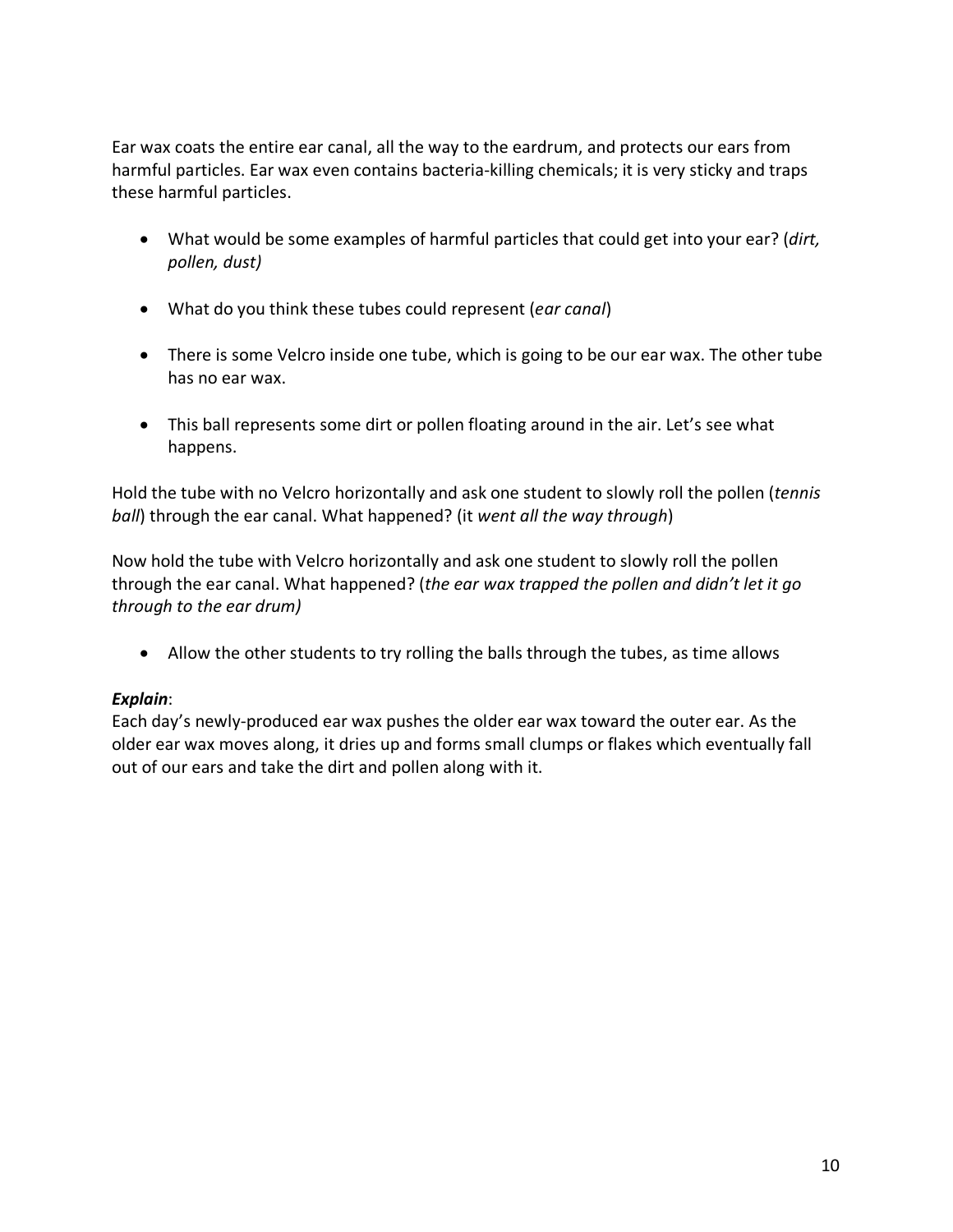Ear wax coats the entire ear canal, all the way to the eardrum, and protects our ears from harmful particles. Ear wax even contains bacteria-killing chemicals; it is very sticky and traps these harmful particles.

- What would be some examples of harmful particles that could get into your ear? (*dirt, pollen, dust)*
- What do you think these tubes could represent (*ear canal*)
- There is some Velcro inside one tube, which is going to be our ear wax. The other tube has no ear wax.
- This ball represents some dirt or pollen floating around in the air. Let's see what happens.

Hold the tube with no Velcro horizontally and ask one student to slowly roll the pollen (*tennis ball*) through the ear canal. What happened? (it *went all the way through*)

Now hold the tube with Velcro horizontally and ask one student to slowly roll the pollen through the ear canal. What happened? (*the ear wax trapped the pollen and didn't let it go through to the ear drum)*

- Allow the other students to try rolling the balls through the tubes, as time allows

***Explain***:
Each day's newly-produced ear wax pushes the older ear wax toward the outer ear. As the older ear wax moves along, it dries up and forms small clumps or flakes which eventually fall out of our ears and take the dirt and pollen along with it.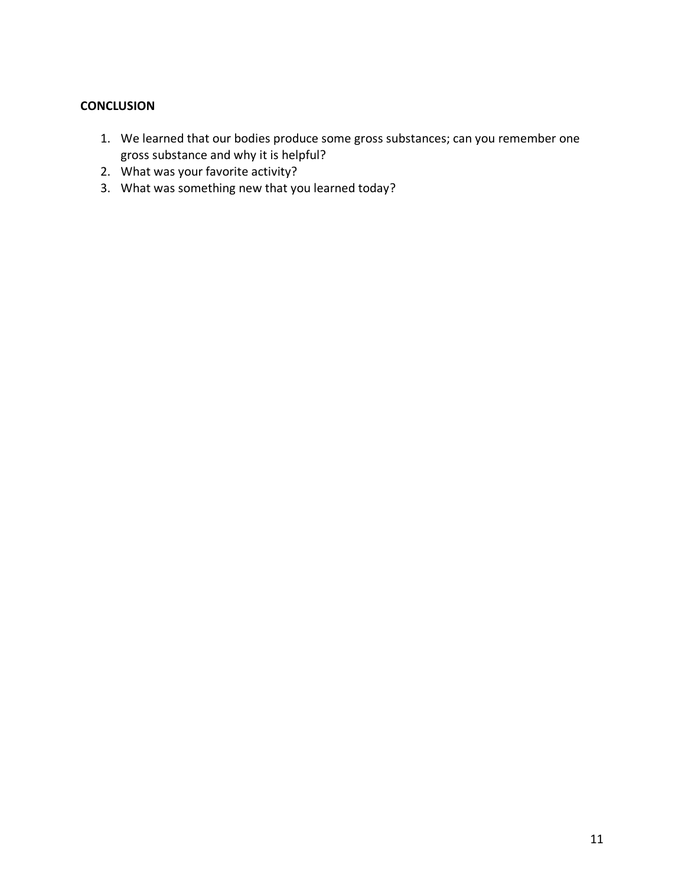**CONCLUSION**

1. We learned that our bodies produce some gross substances; can you remember one gross substance and why it is helpful?
2. What was your favorite activity?
3. What was something new that you learned today?